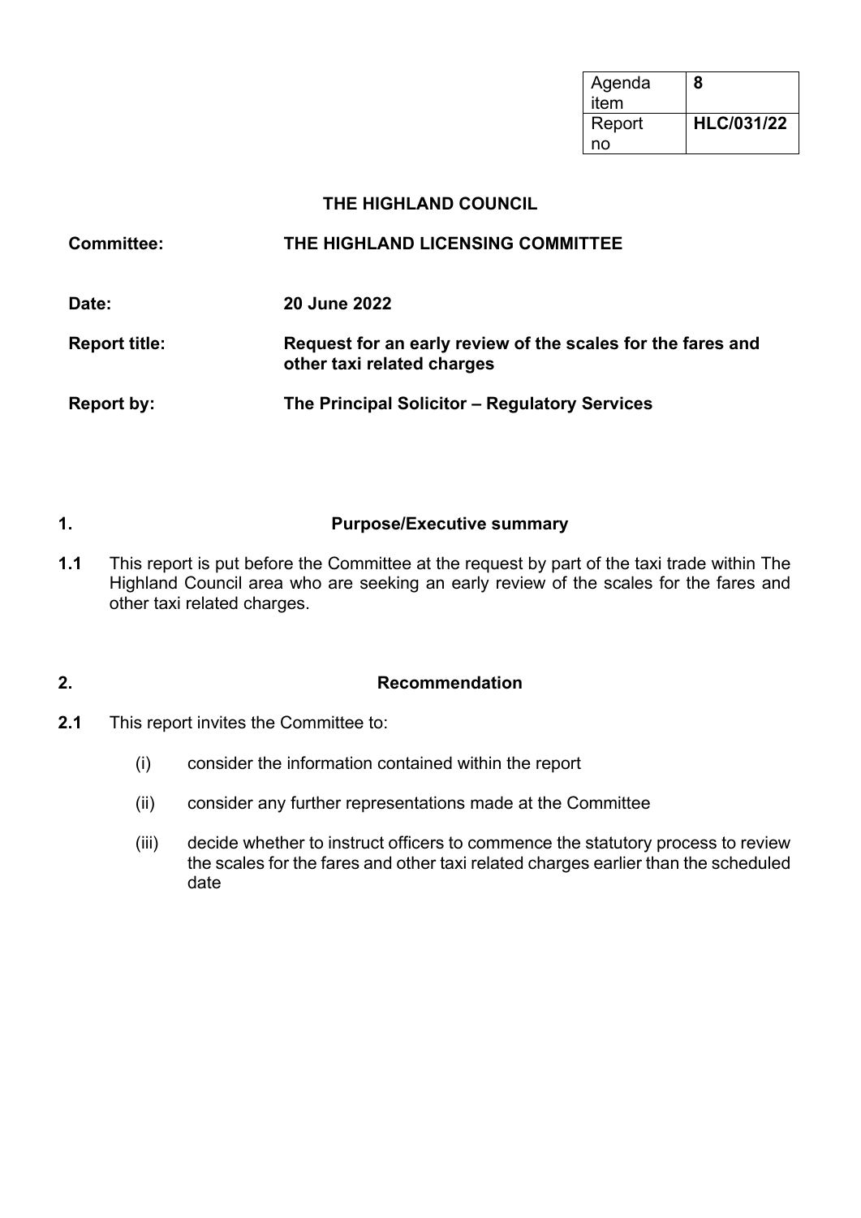| Agenda item | 8 |
| --- | --- |
| Report no | **HLC/031/22** |

# THE HIGHLAND COUNCIL

| | |
| --- | --- |
| **Committee:** | **THE HIGHLAND LICENSING COMMITTEE** |
| **Date:** | **20 June 2022** |
| **Report title:** | **Request for an early review of the scales for the fares and other taxi related charges** |
| **Report by:** | **The Principal Solicitor – Regulatory Services** |

## 1. Purpose/Executive summary

**1.1** This report is put before the Committee at the request by part of the taxi trade within The Highland Council area who are seeking an early review of the scales for the fares and other taxi related charges.

## 2. Recommendation

**2.1** This report invites the Committee to:

(i) consider the information contained within the report

(ii) consider any further representations made at the Committee

(iii) decide whether to instruct officers to commence the statutory process to review the scales for the fares and other taxi related charges earlier than the scheduled date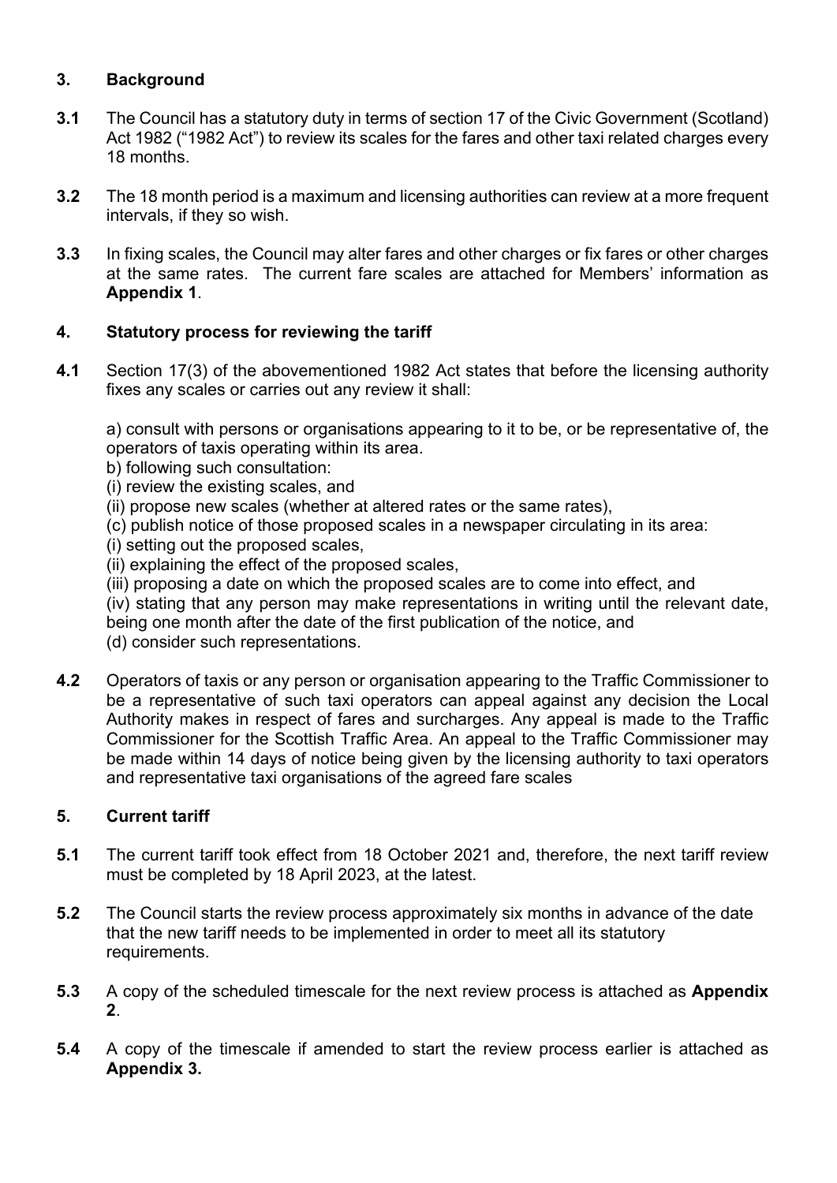## 3. Background

**3.1** The Council has a statutory duty in terms of section 17 of the Civic Government (Scotland) Act 1982 ("1982 Act") to review its scales for the fares and other taxi related charges every 18 months.

**3.2** The 18 month period is a maximum and licensing authorities can review at a more frequent intervals, if they so wish.

**3.3** In fixing scales, the Council may alter fares and other charges or fix fares or other charges at the same rates. The current fare scales are attached for Members' information as **Appendix 1**.

## 4. Statutory process for reviewing the tariff

**4.1** Section 17(3) of the abovementioned 1982 Act states that before the licensing authority fixes any scales or carries out any review it shall:

a) consult with persons or organisations appearing to it to be, or be representative of, the operators of taxis operating within its area.
b) following such consultation:
(i) review the existing scales, and
(ii) propose new scales (whether at altered rates or the same rates),
(c) publish notice of those proposed scales in a newspaper circulating in its area:
(i) setting out the proposed scales,
(ii) explaining the effect of the proposed scales,
(iii) proposing a date on which the proposed scales are to come into effect, and
(iv) stating that any person may make representations in writing until the relevant date, being one month after the date of the first publication of the notice, and
(d) consider such representations.

**4.2** Operators of taxis or any person or organisation appearing to the Traffic Commissioner to be a representative of such taxi operators can appeal against any decision the Local Authority makes in respect of fares and surcharges. Any appeal is made to the Traffic Commissioner for the Scottish Traffic Area. An appeal to the Traffic Commissioner may be made within 14 days of notice being given by the licensing authority to taxi operators and representative taxi organisations of the agreed fare scales

## 5. Current tariff

**5.1** The current tariff took effect from 18 October 2021 and, therefore, the next tariff review must be completed by 18 April 2023, at the latest.

**5.2** The Council starts the review process approximately six months in advance of the date that the new tariff needs to be implemented in order to meet all its statutory requirements.

**5.3** A copy of the scheduled timescale for the next review process is attached as **Appendix 2**.

**5.4** A copy of the timescale if amended to start the review process earlier is attached as **Appendix 3.**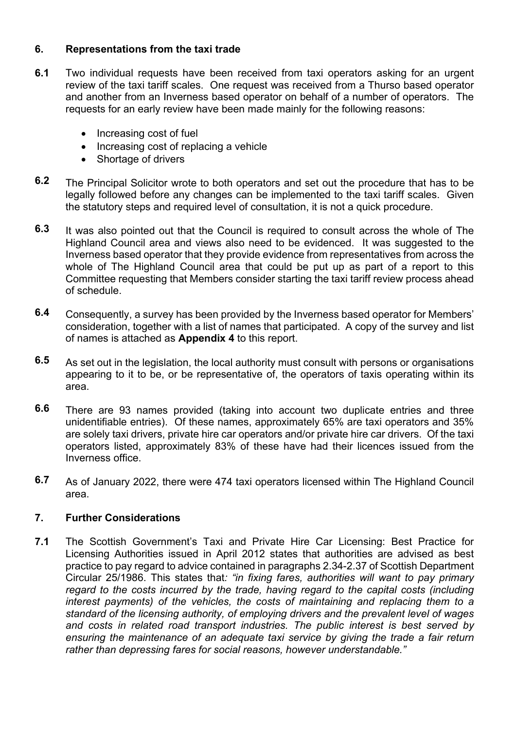## 6. Representations from the taxi trade

**6.1** Two individual requests have been received from taxi operators asking for an urgent review of the taxi tariff scales. One request was received from a Thurso based operator and another from an Inverness based operator on behalf of a number of operators. The requests for an early review have been made mainly for the following reasons:

- Increasing cost of fuel
- Increasing cost of replacing a vehicle
- Shortage of drivers

**6.2** The Principal Solicitor wrote to both operators and set out the procedure that has to be legally followed before any changes can be implemented to the taxi tariff scales. Given the statutory steps and required level of consultation, it is not a quick procedure.

**6.3** It was also pointed out that the Council is required to consult across the whole of The Highland Council area and views also need to be evidenced. It was suggested to the Inverness based operator that they provide evidence from representatives from across the whole of The Highland Council area that could be put up as part of a report to this Committee requesting that Members consider starting the taxi tariff review process ahead of schedule.

**6.4** Consequently, a survey has been provided by the Inverness based operator for Members' consideration, together with a list of names that participated. A copy of the survey and list of names is attached as **Appendix 4** to this report.

**6.5** As set out in the legislation, the local authority must consult with persons or organisations appearing to it to be, or be representative of, the operators of taxis operating within its area.

**6.6** There are 93 names provided (taking into account two duplicate entries and three unidentifiable entries). Of these names, approximately 65% are taxi operators and 35% are solely taxi drivers, private hire car operators and/or private hire car drivers. Of the taxi operators listed, approximately 83% of these have had their licences issued from the Inverness office.

**6.7** As of January 2022, there were 474 taxi operators licensed within The Highland Council area.

## 7. Further Considerations

**7.1** The Scottish Government's Taxi and Private Hire Car Licensing: Best Practice for Licensing Authorities issued in April 2012 states that authorities are advised as best practice to pay regard to advice contained in paragraphs 2.34-2.37 of Scottish Department Circular 25/1986. This states that: *"in fixing fares, authorities will want to pay primary regard to the costs incurred by the trade, having regard to the capital costs (including interest payments) of the vehicles, the costs of maintaining and replacing them to a standard of the licensing authority, of employing drivers and the prevalent level of wages and costs in related road transport industries. The public interest is best served by ensuring the maintenance of an adequate taxi service by giving the trade a fair return rather than depressing fares for social reasons, however understandable."*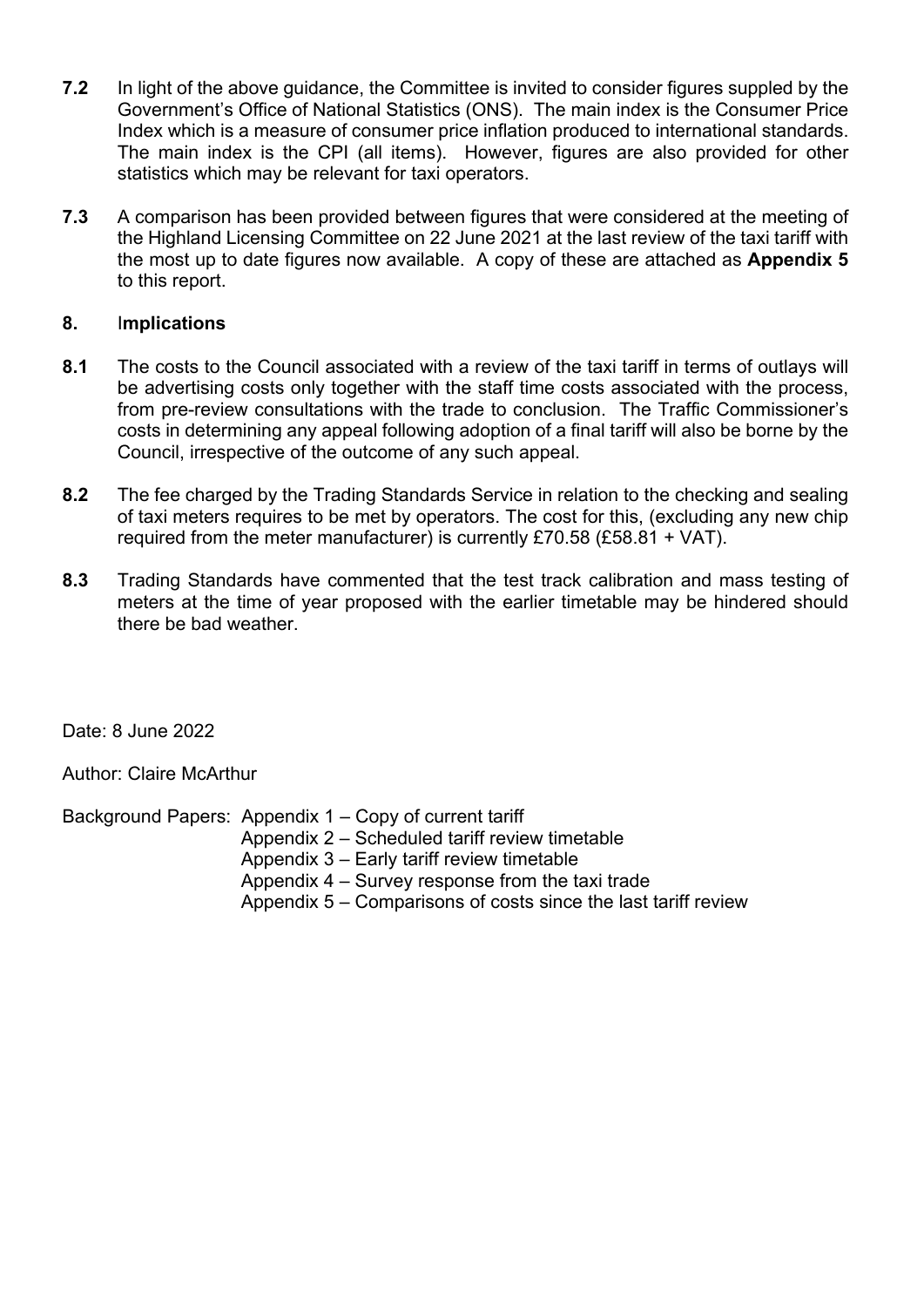**7.2** In light of the above guidance, the Committee is invited to consider figures suppled by the Government's Office of National Statistics (ONS). The main index is the Consumer Price Index which is a measure of consumer price inflation produced to international standards. The main index is the CPI (all items). However, figures are also provided for other statistics which may be relevant for taxi operators.

**7.3** A comparison has been provided between figures that were considered at the meeting of the Highland Licensing Committee on 22 June 2021 at the last review of the taxi tariff with the most up to date figures now available. A copy of these are attached as **Appendix 5** to this report.

## 8. Implications

**8.1** The costs to the Council associated with a review of the taxi tariff in terms of outlays will be advertising costs only together with the staff time costs associated with the process, from pre-review consultations with the trade to conclusion. The Traffic Commissioner's costs in determining any appeal following adoption of a final tariff will also be borne by the Council, irrespective of the outcome of any such appeal.

**8.2** The fee charged by the Trading Standards Service in relation to the checking and sealing of taxi meters requires to be met by operators. The cost for this, (excluding any new chip required from the meter manufacturer) is currently £70.58 (£58.81 + VAT).

**8.3** Trading Standards have commented that the test track calibration and mass testing of meters at the time of year proposed with the earlier timetable may be hindered should there be bad weather.

Date: 8 June 2022

Author: Claire McArthur

Background Papers:
- Appendix 1 – Copy of current tariff
- Appendix 2 – Scheduled tariff review timetable
- Appendix 3 – Early tariff review timetable
- Appendix 4 – Survey response from the taxi trade
- Appendix 5 – Comparisons of costs since the last tariff review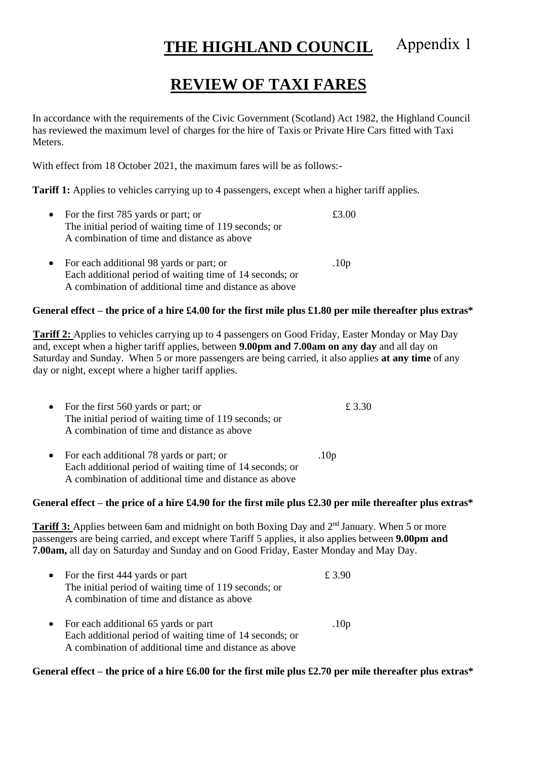# THE HIGHLAND COUNCIL

Appendix 1

# REVIEW OF TAXI FARES

In accordance with the requirements of the Civic Government (Scotland) Act 1982, the Highland Council has reviewed the maximum level of charges for the hire of Taxis or Private Hire Cars fitted with Taxi Meters.

With effect from 18 October 2021, the maximum fares will be as follows:-

**Tariff 1:** Applies to vehicles carrying up to 4 passengers, except when a higher tariff applies.

- For the first 785 yards or part; or — £3.00
  The initial period of waiting time of 119 seconds; or
  A combination of time and distance as above
- For each additional 98 yards or part; or — .10p
  Each additional period of waiting time of 14 seconds; or
  A combination of additional time and distance as above

**General effect – the price of a hire £4.00 for the first mile plus £1.80 per mile thereafter plus extras***

**Tariff 2:** Applies to vehicles carrying up to 4 passengers on Good Friday, Easter Monday or May Day and, except when a higher tariff applies, between **9.00pm and 7.00am on any day** and all day on Saturday and Sunday. When 5 or more passengers are being carried, it also applies **at any time** of any day or night, except where a higher tariff applies.

- For the first 560 yards or part; or — £ 3.30
  The initial period of waiting time of 119 seconds; or
  A combination of time and distance as above
- For each additional 78 yards or part; or — .10p
  Each additional period of waiting time of 14 seconds; or
  A combination of additional time and distance as above

**General effect – the price of a hire £4.90 for the first mile plus £2.30 per mile thereafter plus extras***

**Tariff 3:** Applies between 6am and midnight on both Boxing Day and 2nd January. When 5 or more passengers are being carried, and except where Tariff 5 applies, it also applies between **9.00pm and 7.00am,** all day on Saturday and Sunday and on Good Friday, Easter Monday and May Day.

- For the first 444 yards or part — £ 3.90
  The initial period of waiting time of 119 seconds; or
  A combination of time and distance as above
- For each additional 65 yards or part — .10p
  Each additional period of waiting time of 14 seconds; or
  A combination of additional time and distance as above

**General effect – the price of a hire £6.00 for the first mile plus £2.70 per mile thereafter plus extras***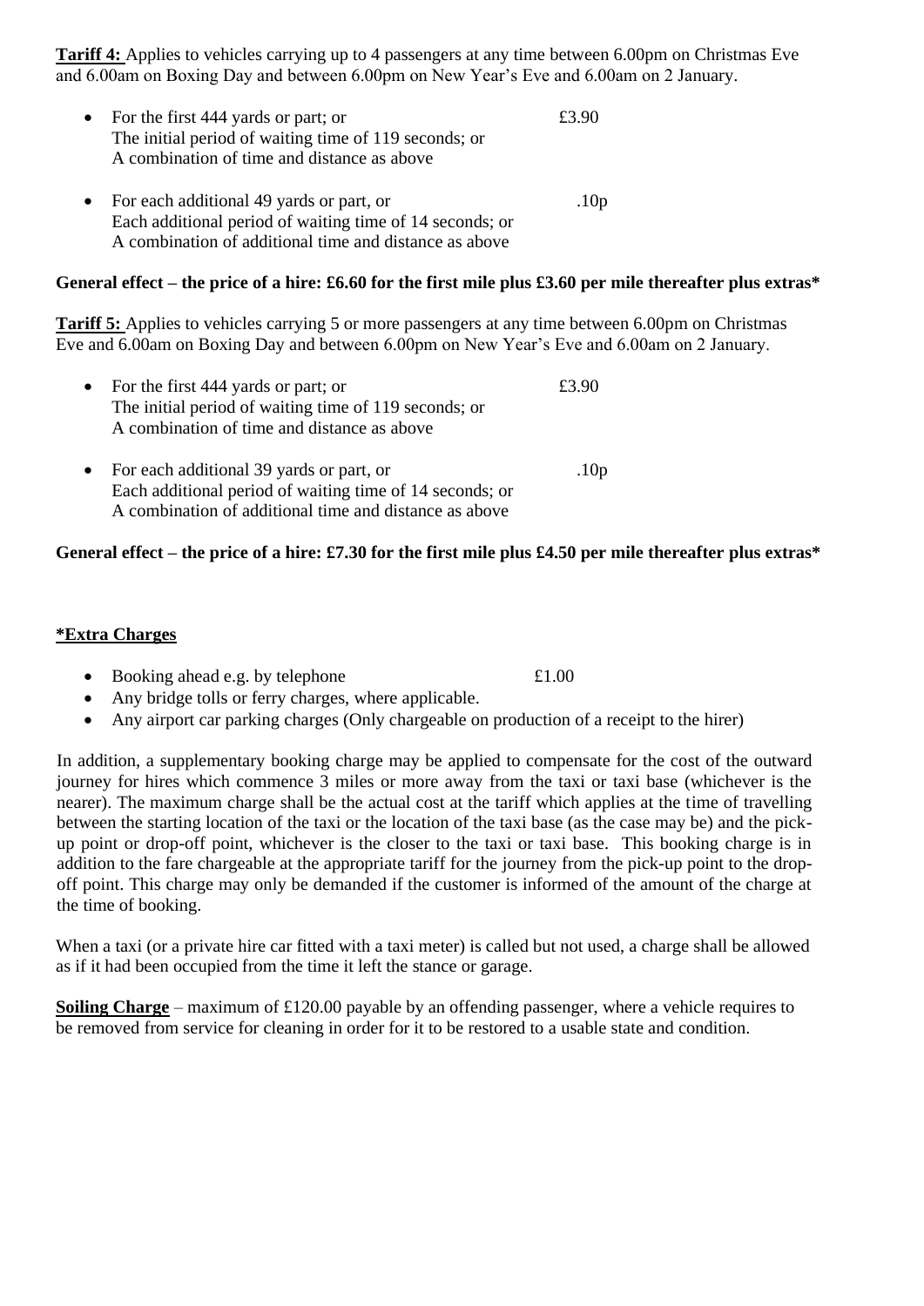**Tariff 4:** Applies to vehicles carrying up to 4 passengers at any time between 6.00pm on Christmas Eve and 6.00am on Boxing Day and between 6.00pm on New Year's Eve and 6.00am on 2 January.

- For the first 444 yards or part; or The initial period of waiting time of 119 seconds; or A combination of time and distance as above — £3.90
- For each additional 49 yards or part, or Each additional period of waiting time of 14 seconds; or A combination of additional time and distance as above — .10p

**General effect – the price of a hire: £6.60 for the first mile plus £3.60 per mile thereafter plus extras***

**Tariff 5:** Applies to vehicles carrying 5 or more passengers at any time between 6.00pm on Christmas Eve and 6.00am on Boxing Day and between 6.00pm on New Year's Eve and 6.00am on 2 January.

- For the first 444 yards or part; or The initial period of waiting time of 119 seconds; or A combination of time and distance as above — £3.90
- For each additional 39 yards or part, or Each additional period of waiting time of 14 seconds; or A combination of additional time and distance as above — .10p

**General effect – the price of a hire: £7.30 for the first mile plus £4.50 per mile thereafter plus extras***

**\*Extra Charges**

- Booking ahead e.g. by telephone — £1.00
- Any bridge tolls or ferry charges, where applicable.
- Any airport car parking charges (Only chargeable on production of a receipt to the hirer)

In addition, a supplementary booking charge may be applied to compensate for the cost of the outward journey for hires which commence 3 miles or more away from the taxi or taxi base (whichever is the nearer). The maximum charge shall be the actual cost at the tariff which applies at the time of travelling between the starting location of the taxi or the location of the taxi base (as the case may be) and the pick-up point or drop-off point, whichever is the closer to the taxi or taxi base. This booking charge is in addition to the fare chargeable at the appropriate tariff for the journey from the pick-up point to the drop-off point. This charge may only be demanded if the customer is informed of the amount of the charge at the time of booking.

When a taxi (or a private hire car fitted with a taxi meter) is called but not used, a charge shall be allowed as if it had been occupied from the time it left the stance or garage.

**Soiling Charge** – maximum of £120.00 payable by an offending passenger, where a vehicle requires to be removed from service for cleaning in order for it to be restored to a usable state and condition.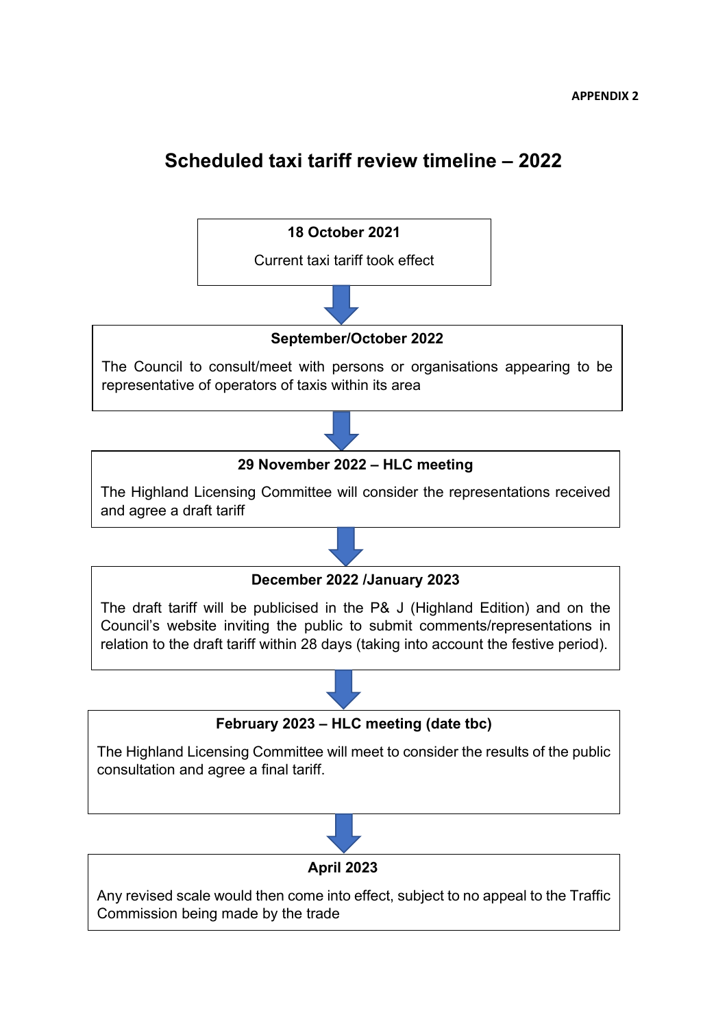**APPENDIX 2**

# Scheduled taxi tariff review timeline – 2022

**18 October 2021**

Current taxi tariff took effect

↓

**September/October 2022**

The Council to consult/meet with persons or organisations appearing to be representative of operators of taxis within its area

↓

**29 November 2022 – HLC meeting**

The Highland Licensing Committee will consider the representations received and agree a draft tariff

↓

**December 2022 /January 2023**

The draft tariff will be publicised in the P& J (Highland Edition) and on the Council's website inviting the public to submit comments/representations in relation to the draft tariff within 28 days (taking into account the festive period).

↓

**February 2023 – HLC meeting (date tbc)**

The Highland Licensing Committee will meet to consider the results of the public consultation and agree a final tariff.

↓

**April 2023**

Any revised scale would then come into effect, subject to no appeal to the Traffic Commission being made by the trade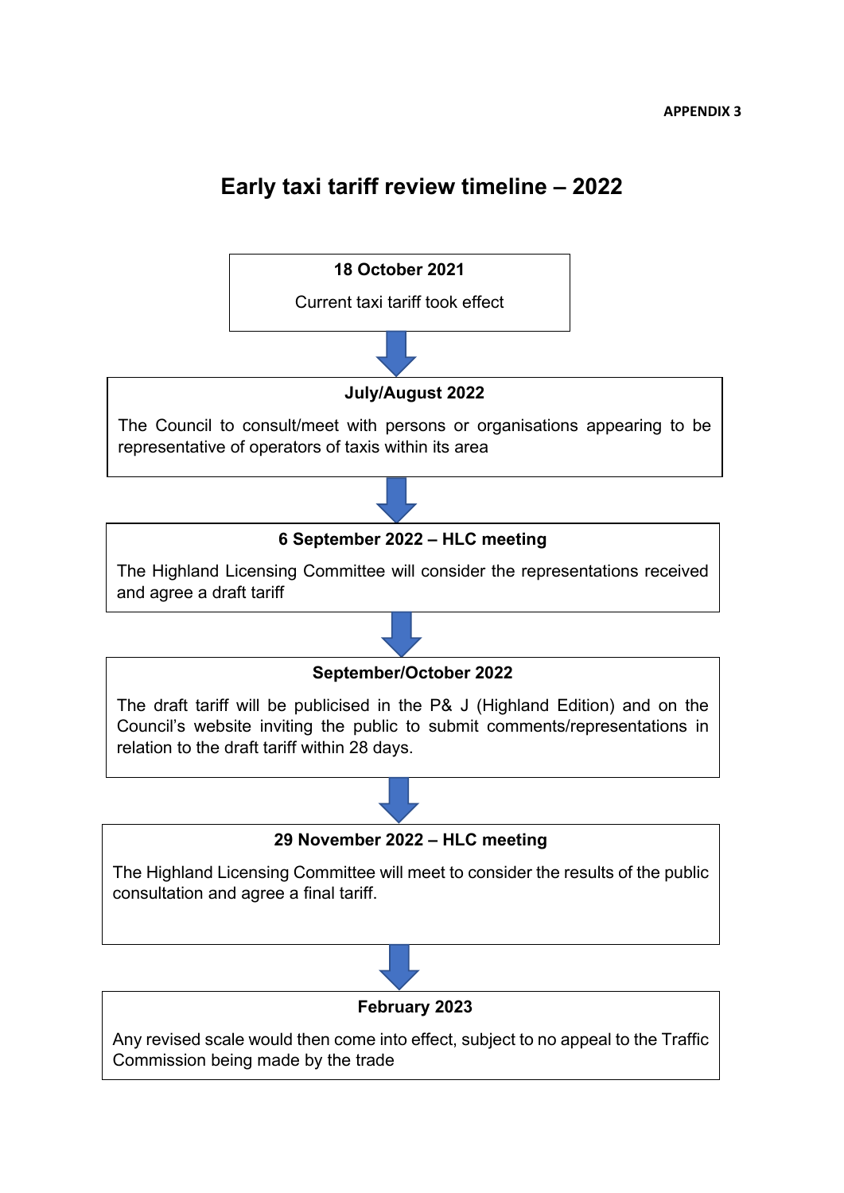**APPENDIX 3**

# Early taxi tariff review timeline – 2022

**18 October 2021**

Current taxi tariff took effect

↓

**July/August 2022**

The Council to consult/meet with persons or organisations appearing to be representative of operators of taxis within its area

↓

**6 September 2022 – HLC meeting**

The Highland Licensing Committee will consider the representations received and agree a draft tariff

↓

**September/October 2022**

The draft tariff will be publicised in the P& J (Highland Edition) and on the Council's website inviting the public to submit comments/representations in relation to the draft tariff within 28 days.

↓

**29 November 2022 – HLC meeting**

The Highland Licensing Committee will meet to consider the results of the public consultation and agree a final tariff.

↓

**February 2023**

Any revised scale would then come into effect, subject to no appeal to the Traffic Commission being made by the trade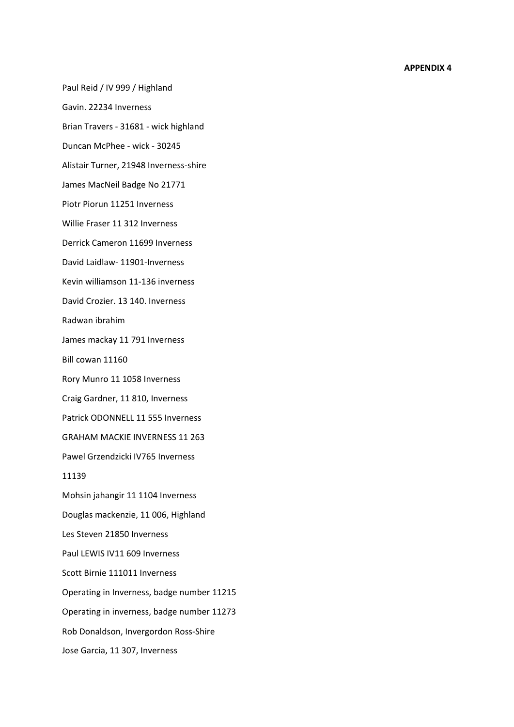**APPENDIX 4**

Paul Reid / IV 999 / Highland

Gavin. 22234 Inverness

Brian Travers - 31681 - wick highland

Duncan McPhee - wick - 30245

Alistair Turner, 21948 Inverness-shire

James MacNeil Badge No 21771

Piotr Piorun 11251 Inverness

Willie Fraser 11 312 Inverness

Derrick Cameron 11699 Inverness

David Laidlaw- 11901-Inverness

Kevin williamson 11-136 inverness

David Crozier. 13 140. Inverness

Radwan ibrahim

James mackay 11 791 Inverness

Bill cowan 11160

Rory Munro 11 1058 Inverness

Craig Gardner, 11 810, Inverness

Patrick ODONNELL 11 555 Inverness

GRAHAM MACKIE INVERNESS 11 263

Pawel Grzendzicki IV765 Inverness

11139

Mohsin jahangir 11 1104 Inverness

Douglas mackenzie, 11 006, Highland

Les Steven 21850 Inverness

Paul LEWIS IV11 609 Inverness

Scott Birnie 111011 Inverness

Operating in Inverness, badge number 11215

Operating in inverness, badge number 11273

Rob Donaldson, Invergordon Ross-Shire

Jose Garcia, 11 307, Inverness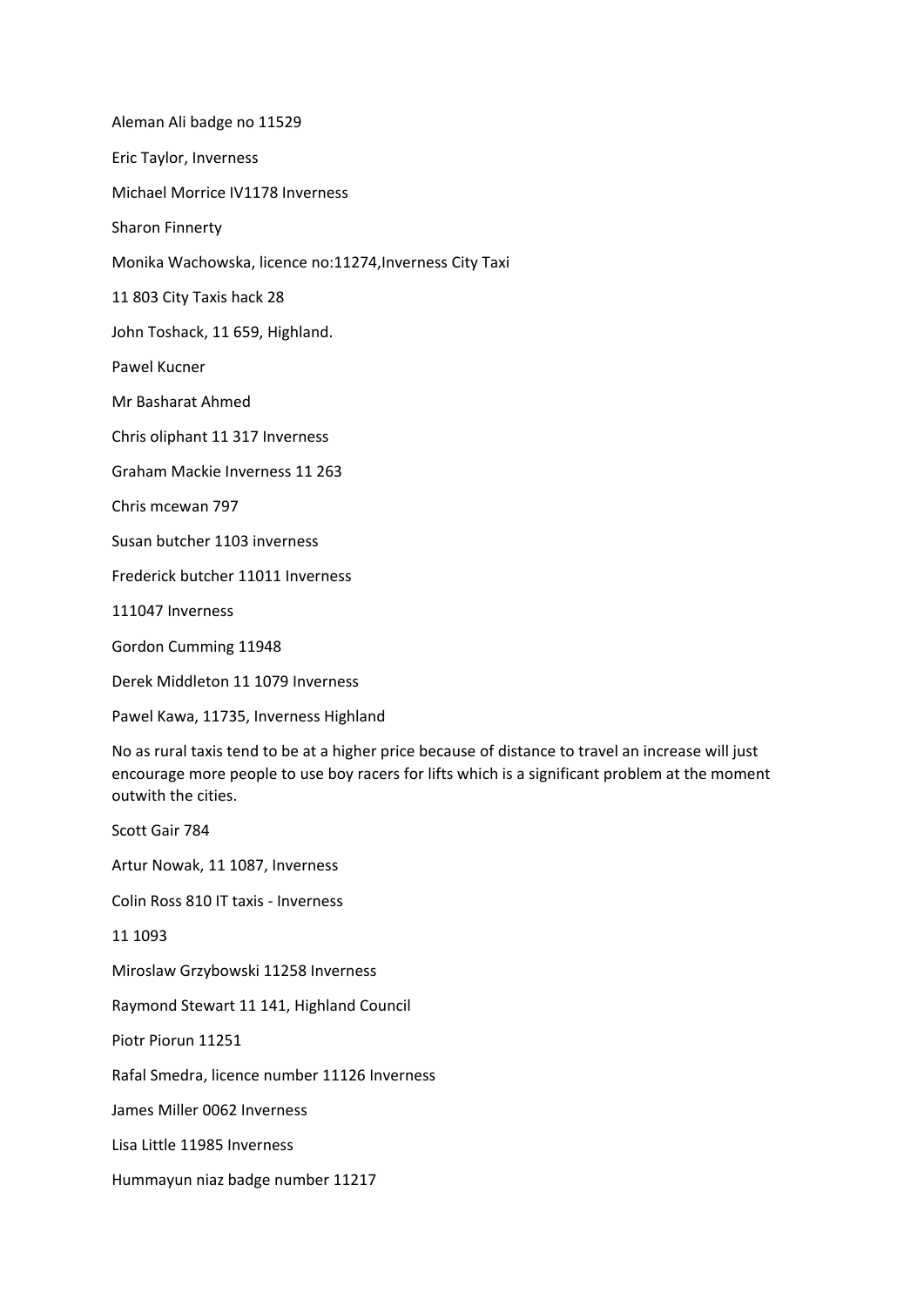Aleman Ali badge no 11529

Eric Taylor, Inverness

Michael Morrice IV1178 Inverness

Sharon Finnerty

Monika Wachowska, licence no:11274,Inverness City Taxi

11 803 City Taxis hack 28

John Toshack, 11 659, Highland.

Pawel Kucner

Mr Basharat Ahmed

Chris oliphant 11 317 Inverness

Graham Mackie Inverness 11 263

Chris mcewan 797

Susan butcher 1103 inverness

Frederick butcher 11011 Inverness

111047 Inverness

Gordon Cumming 11948

Derek Middleton 11 1079 Inverness

Pawel Kawa, 11735, Inverness Highland

No as rural taxis tend to be at a higher price because of distance to travel an increase will just encourage more people to use boy racers for lifts which is a significant problem at the moment outwith the cities.

Scott Gair 784

Artur Nowak, 11 1087, Inverness

Colin Ross 810 IT taxis - Inverness

11 1093

Miroslaw Grzybowski 11258 Inverness

Raymond Stewart 11 141, Highland Council

Piotr Piorun 11251

Rafal Smedra, licence number 11126 Inverness

James Miller 0062 Inverness

Lisa Little 11985 Inverness

Hummayun niaz badge number 11217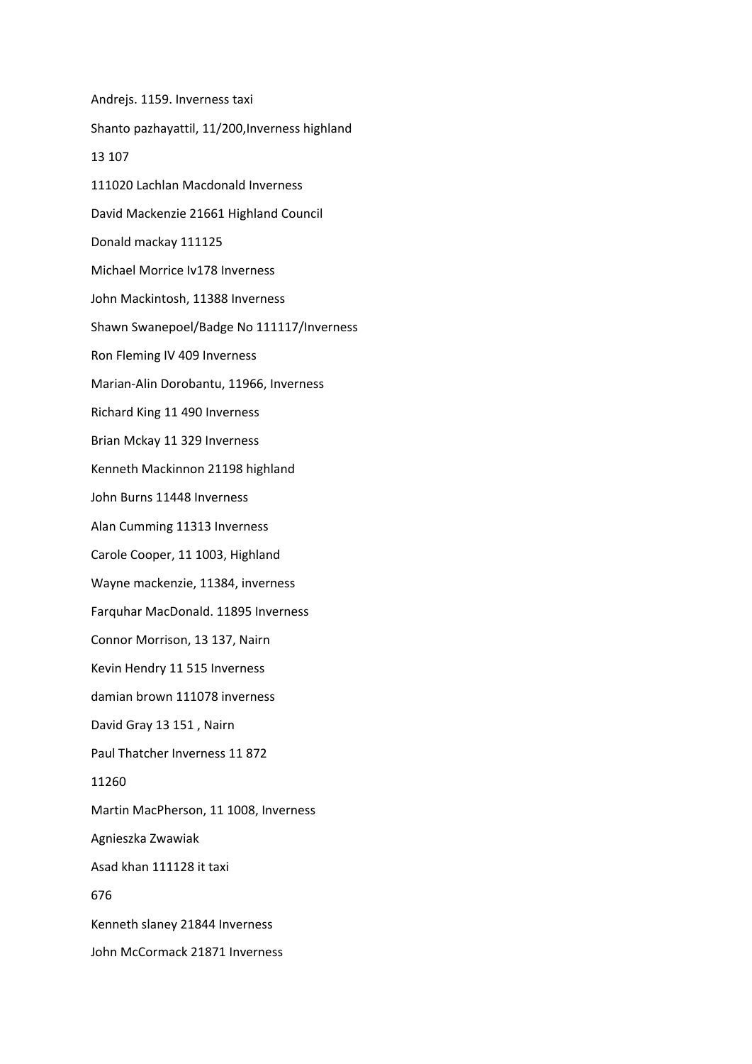Andrejs. 1159. Inverness taxi

Shanto pazhayattil, 11/200,Inverness highland

13 107

111020 Lachlan Macdonald Inverness

David Mackenzie 21661 Highland Council

Donald mackay 111125

Michael Morrice Iv178 Inverness

John Mackintosh, 11388 Inverness

Shawn Swanepoel/Badge No 111117/Inverness

Ron Fleming IV 409 Inverness

Marian-Alin Dorobantu, 11966, Inverness

Richard King 11 490 Inverness

Brian Mckay 11 329 Inverness

Kenneth Mackinnon 21198 highland

John Burns 11448 Inverness

Alan Cumming 11313 Inverness

Carole Cooper, 11 1003, Highland

Wayne mackenzie, 11384, inverness

Farquhar MacDonald. 11895 Inverness

Connor Morrison, 13 137, Nairn

Kevin Hendry 11 515 Inverness

damian brown 111078 inverness

David Gray 13 151 , Nairn

Paul Thatcher Inverness 11 872

11260

Martin MacPherson, 11 1008, Inverness

Agnieszka Zwawiak

Asad khan 111128 it taxi

676

Kenneth slaney 21844 Inverness

John McCormack 21871 Inverness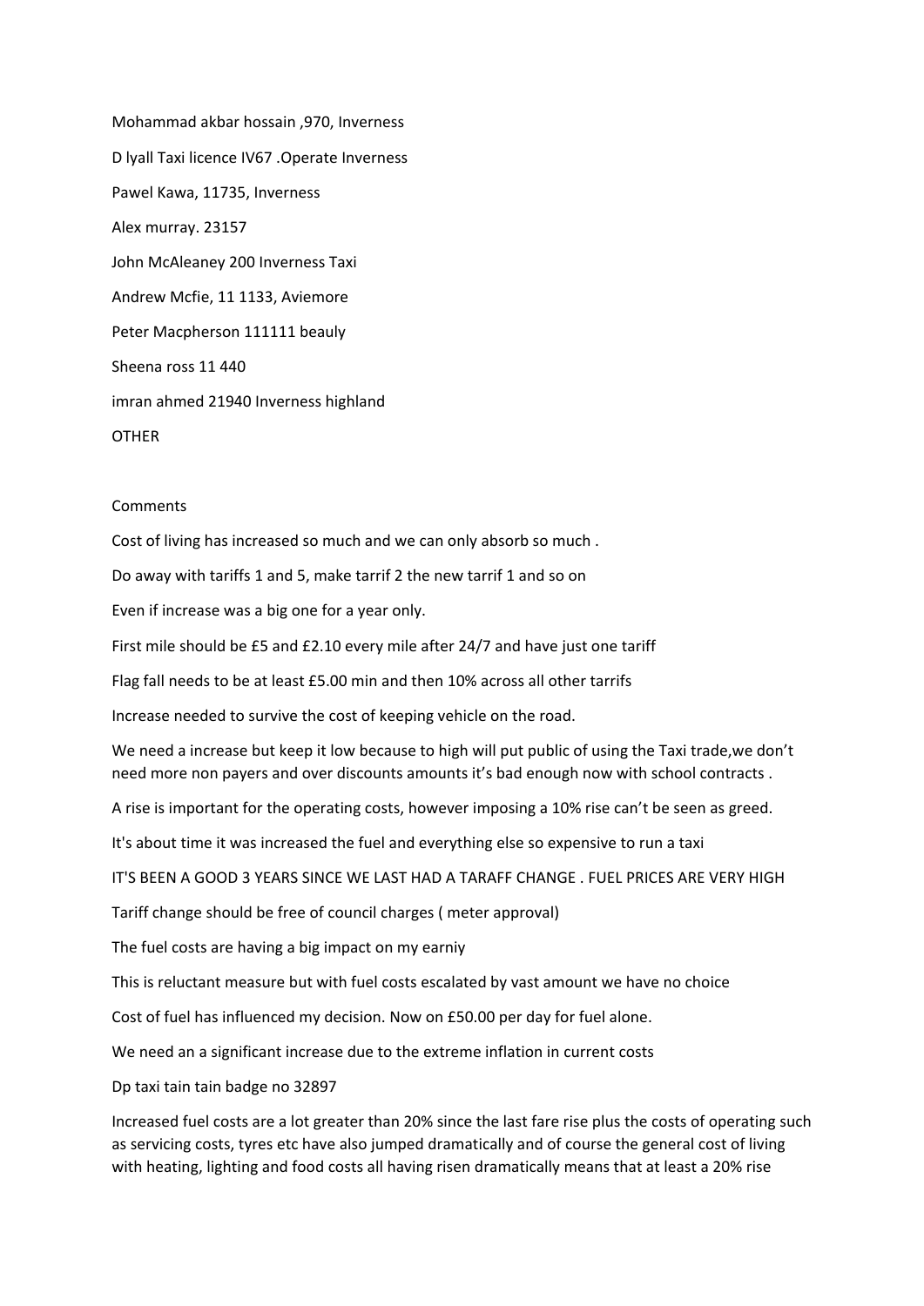Mohammad akbar hossain ,970, Inverness

D lyall Taxi licence IV67 .Operate Inverness

Pawel Kawa, 11735, Inverness

Alex murray. 23157

John McAleaney 200 Inverness Taxi

Andrew Mcfie, 11 1133, Aviemore

Peter Macpherson 111111 beauly

Sheena ross 11 440

imran ahmed 21940 Inverness highland

OTHER

Comments

Cost of living has increased so much and we can only absorb so much .

Do away with tariffs 1 and 5, make tarrif 2 the new tarrif 1 and so on

Even if increase was a big one for a year only.

First mile should be £5 and £2.10 every mile after 24/7 and have just one tariff

Flag fall needs to be at least £5.00 min and then 10% across all other tarrifs

Increase needed to survive the cost of keeping vehicle on the road.

We need a increase but keep it low because to high will put public of using the Taxi trade,we don't need more non payers and over discounts amounts it's bad enough now with school contracts .

A rise is important for the operating costs, however imposing a 10% rise can't be seen as greed.

It's about time it was increased the fuel and everything else so expensive to run a taxi

IT'S BEEN A GOOD 3 YEARS SINCE WE LAST HAD A TARAFF CHANGE . FUEL PRICES ARE VERY HIGH

Tariff change should be free of council charges ( meter approval)

The fuel costs are having a big impact on my earniy

This is reluctant measure but with fuel costs escalated by vast amount we have no choice

Cost of fuel has influenced my decision. Now on £50.00 per day for fuel alone.

We need an a significant increase due to the extreme inflation in current costs

Dp taxi tain tain badge no 32897

Increased fuel costs are a lot greater than 20% since the last fare rise plus the costs of operating such as servicing costs, tyres etc have also jumped dramatically and of course the general cost of living with heating, lighting and food costs all having risen dramatically means that at least a 20% rise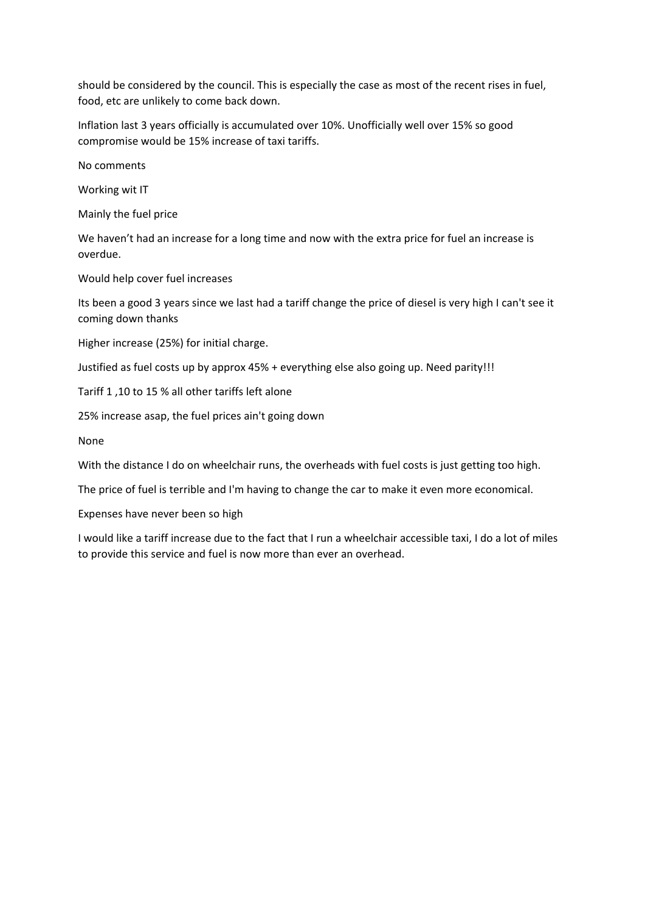should be considered by the council. This is especially the case as most of the recent rises in fuel, food, etc are unlikely to come back down.

Inflation last 3 years officially is accumulated over 10%. Unofficially well over 15% so good compromise would be 15% increase of taxi tariffs.

No comments

Working wit IT

Mainly the fuel price

We haven't had an increase for a long time and now with the extra price for fuel an increase is overdue.

Would help cover fuel increases

Its been a good 3 years since we last had a tariff change the price of diesel is very high I can't see it coming down thanks

Higher increase (25%) for initial charge.

Justified as fuel costs up by approx 45% + everything else also going up. Need parity!!!

Tariff 1 ,10 to 15 % all other tariffs left alone

25% increase asap, the fuel prices ain't going down

None

With the distance I do on wheelchair runs, the overheads with fuel costs is just getting too high.

The price of fuel is terrible and I'm having to change the car to make it even more economical.

Expenses have never been so high

I would like a tariff increase due to the fact that I run a wheelchair accessible taxi, I do a lot of miles to provide this service and fuel is now more than ever an overhead.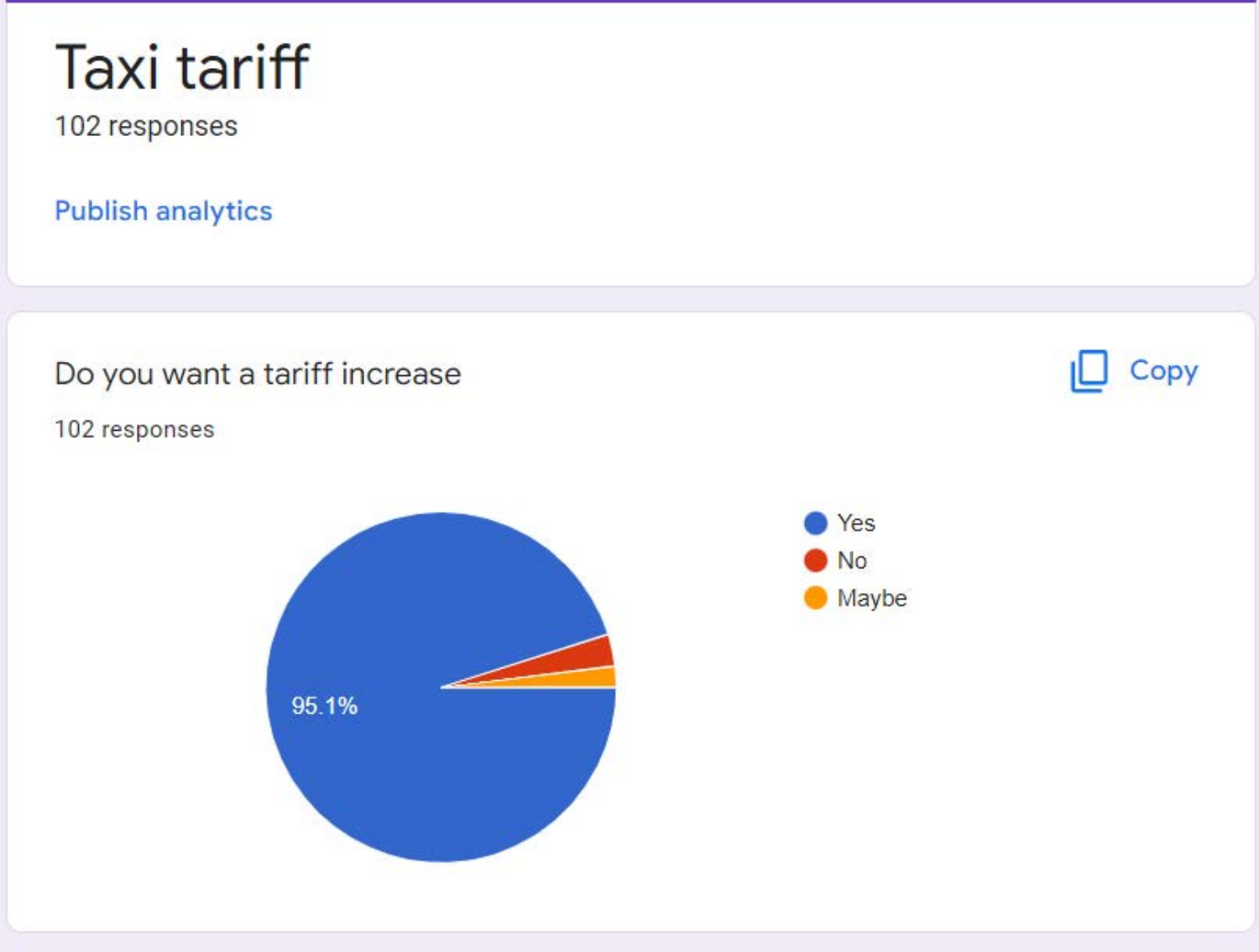# Taxi tariff

102 responses

Publish analytics

## Do you want a tariff increase

102 responses

Copy

- Yes
- No
- Maybe

95.1%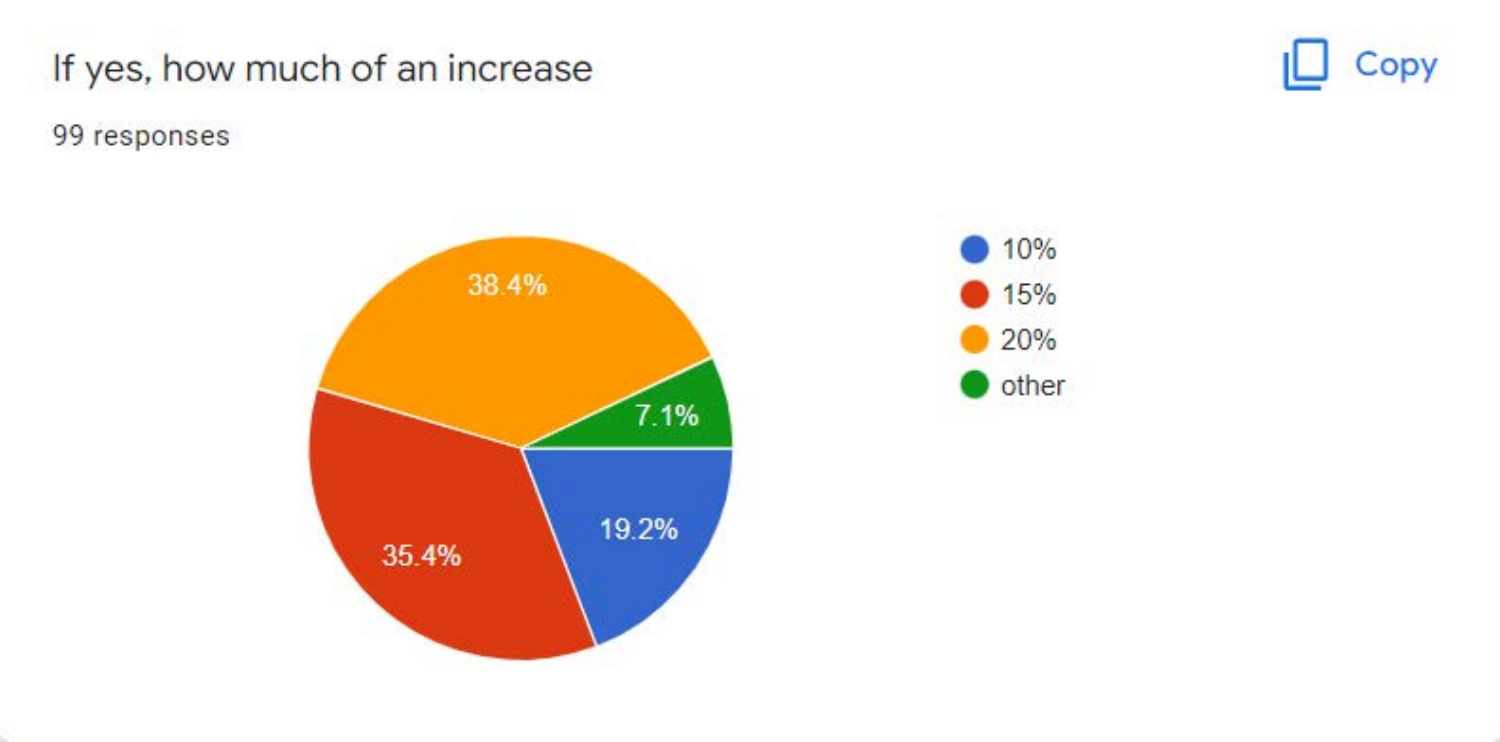If yes, how much of an increase

99 responses

| Response | Percentage |
|---|---|
| 10% | 19.2% |
| 15% | 35.4% |
| 20% | 38.4% |
| other | 7.1% |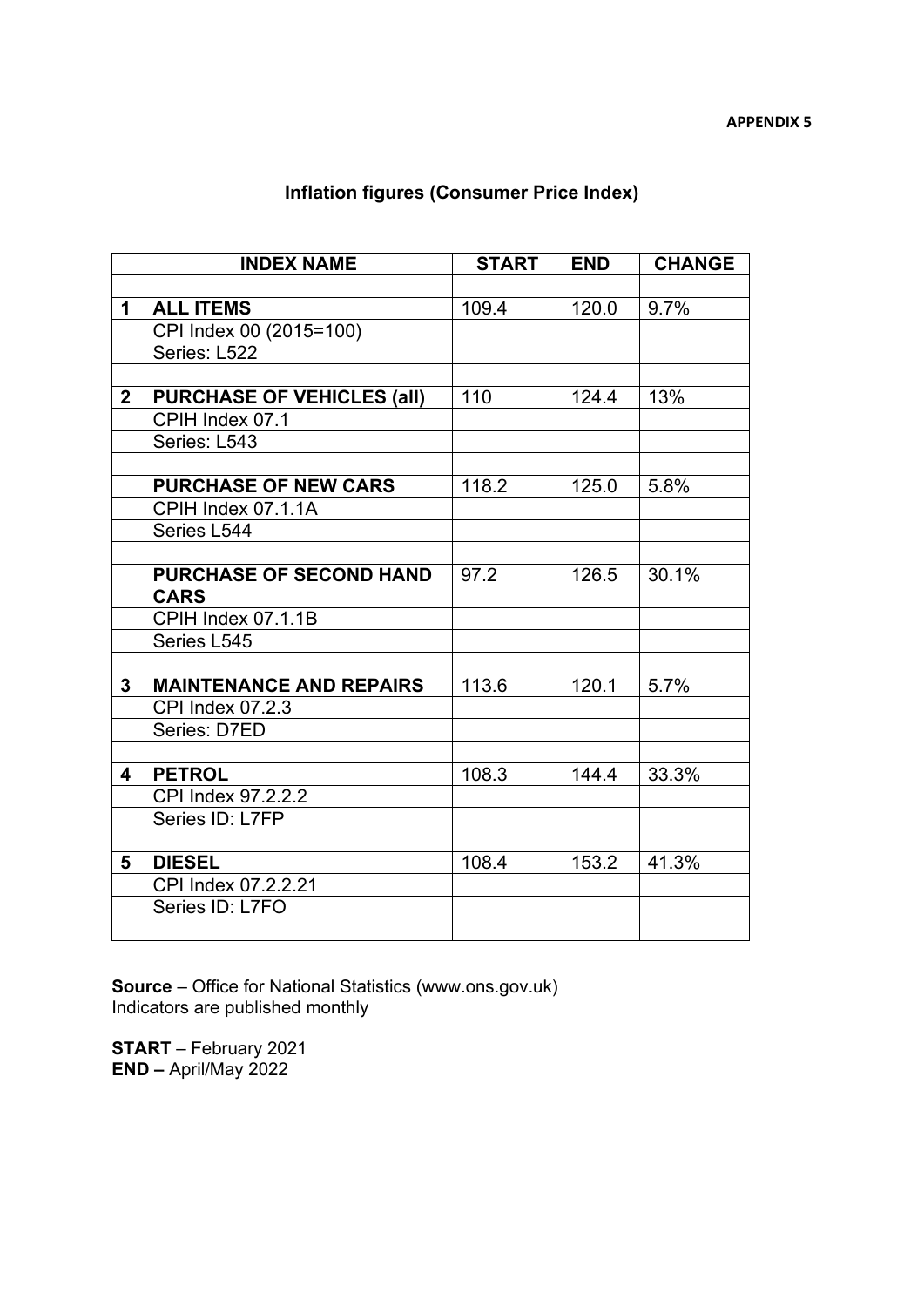**APPENDIX 5**

## Inflation figures (Consumer Price Index)

| | INDEX NAME | START | END | CHANGE |
|---|---|---|---|---|
| | | | | |
| 1 | **ALL ITEMS** | 109.4 | 120.0 | 9.7% |
| | CPI Index 00 (2015=100) | | | |
| | Series: L522 | | | |
| | | | | |
| 2 | **PURCHASE OF VEHICLES (all)** | 110 | 124.4 | 13% |
| | CPIH Index 07.1 | | | |
| | Series: L543 | | | |
| | | | | |
| | **PURCHASE OF NEW CARS** | 118.2 | 125.0 | 5.8% |
| | CPIH Index 07.1.1A | | | |
| | Series L544 | | | |
| | | | | |
| | **PURCHASE OF SECOND HAND CARS** | 97.2 | 126.5 | 30.1% |
| | CPIH Index 07.1.1B | | | |
| | Series L545 | | | |
| | | | | |
| 3 | **MAINTENANCE AND REPAIRS** | 113.6 | 120.1 | 5.7% |
| | CPI Index 07.2.3 | | | |
| | Series: D7ED | | | |
| | | | | |
| 4 | **PETROL** | 108.3 | 144.4 | 33.3% |
| | CPI Index 97.2.2.2 | | | |
| | Series ID: L7FP | | | |
| | | | | |
| 5 | **DIESEL** | 108.4 | 153.2 | 41.3% |
| | CPI Index 07.2.2.21 | | | |
| | Series ID: L7FO | | | |
| | | | | |

**Source** – Office for National Statistics (www.ons.gov.uk)
Indicators are published monthly

**START** – February 2021
**END –** April/May 2022